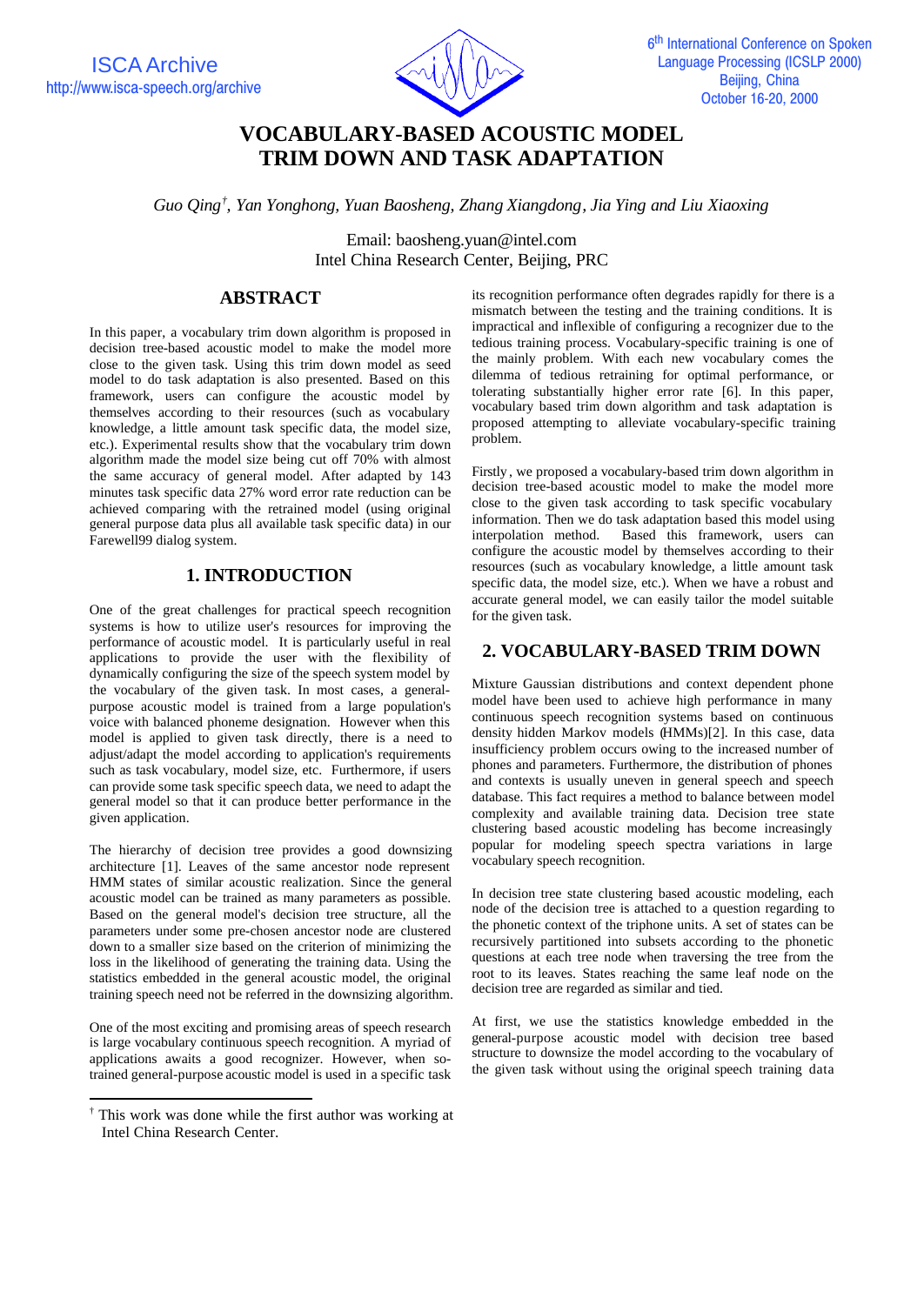# VOCABULARY-BASED ACOUSTIC MODEL TRIM DOWN AND TASK ADAPTATION

*Guo Qing[†], Yan Yonghong, Yuan Baosheng, Zhang Xiangdong, Jia Ying and Liu Xiaoxing*

Email: baosheng.yuan@intel.com
Intel China Research Center, Beijing, PRC

## ABSTRACT

In this paper, a vocabulary trim down algorithm is proposed in decision tree-based acoustic model to make the model more close to the given task. Using this trim down model as seed model to do task adaptation is also presented. Based on this framework, users can configure the acoustic model by themselves according to their resources (such as vocabulary knowledge, a little amount task specific data, the model size, etc.). Experimental results show that the vocabulary trim down algorithm made the model size being cut off 70% with almost the same accuracy of general model. After adapted by 143 minutes task specific data 27% word error rate reduction can be achieved comparing with the retrained model (using original general purpose data plus all available task specific data) in our Farewell99 dialog system.

## 1. INTRODUCTION

One of the great challenges for practical speech recognition systems is how to utilize user's resources for improving the performance of acoustic model. It is particularly useful in real applications to provide the user with the flexibility of dynamically configuring the size of the speech system model by the vocabulary of the given task. In most cases, a general-purpose acoustic model is trained from a large population's voice with balanced phoneme designation. However when this model is applied to given task directly, there is a need to adjust/adapt the model according to application's requirements such as task vocabulary, model size, etc. Furthermore, if users can provide some task specific speech data, we need to adapt the general model so that it can produce better performance in the given application.

The hierarchy of decision tree provides a good downsizing architecture [1]. Leaves of the same ancestor node represent HMM states of similar acoustic realization. Since the general acoustic model can be trained as many parameters as possible. Based on the general model's decision tree structure, all the parameters under some pre-chosen ancestor node are clustered down to a smaller size based on the criterion of minimizing the loss in the likelihood of generating the training data. Using the statistics embedded in the general acoustic model, the original training speech need not be referred in the downsizing algorithm.

One of the most exciting and promising areas of speech research is large vocabulary continuous speech recognition. A myriad of applications awaits a good recognizer. However, when so-trained general-purpose acoustic model is used in a specific task its recognition performance often degrades rapidly for there is a mismatch between the testing and the training conditions. It is impractical and inflexible of configuring a recognizer due to the tedious training process. Vocabulary-specific training is one of the mainly problem. With each new vocabulary comes the dilemma of tedious retraining for optimal performance, or tolerating substantially higher error rate [6]. In this paper, vocabulary based trim down algorithm and task adaptation is proposed attempting to alleviate vocabulary-specific training problem.

Firstly, we proposed a vocabulary-based trim down algorithm in decision tree-based acoustic model to make the model more close to the given task according to task specific vocabulary information. Then we do task adaptation based this model using interpolation method. Based this framework, users can configure the acoustic model by themselves according to their resources (such as vocabulary knowledge, a little amount task specific data, the model size, etc.). When we have a robust and accurate general model, we can easily tailor the model suitable for the given task.

## 2. VOCABULARY-BASED TRIM DOWN

Mixture Gaussian distributions and context dependent phone model have been used to achieve high performance in many continuous speech recognition systems based on continuous density hidden Markov models (HMMs)[2]. In this case, data insufficiency problem occurs owing to the increased number of phones and parameters. Furthermore, the distribution of phones and contexts is usually uneven in general speech and speech database. This fact requires a method to balance between model complexity and available training data. Decision tree state clustering based acoustic modeling has become increasingly popular for modeling speech spectra variations in large vocabulary speech recognition.

In decision tree state clustering based acoustic modeling, each node of the decision tree is attached to a question regarding to the phonetic context of the triphone units. A set of states can be recursively partitioned into subsets according to the phonetic questions at each tree node when traversing the tree from the root to its leaves. States reaching the same leaf node on the decision tree are regarded as similar and tied.

At first, we use the statistics knowledge embedded in the general-purpose acoustic model with decision tree based structure to downsize the model according to the vocabulary of the given task without using the original speech training data

[†] This work was done while the first author was working at Intel China Research Center.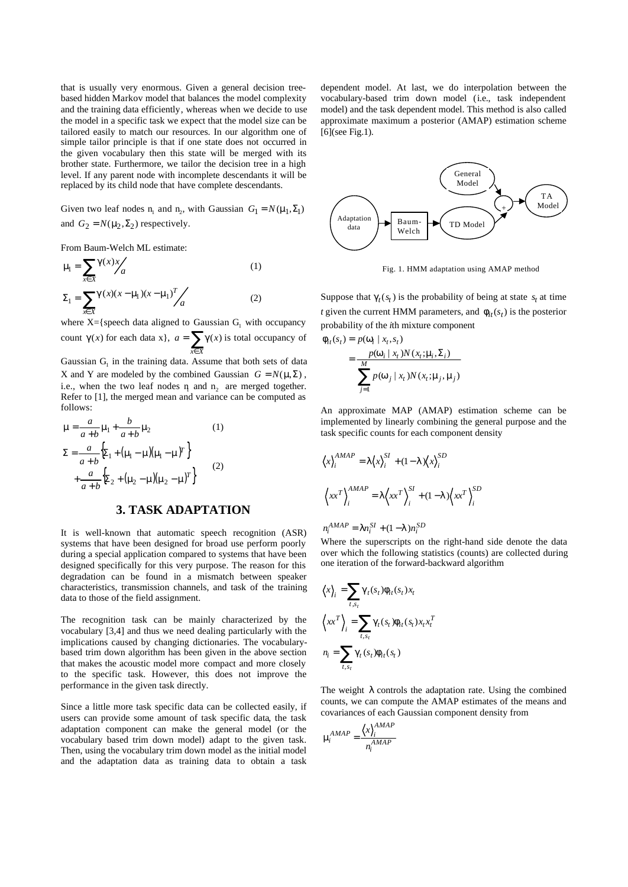that is usually very enormous. Given a general decision tree-based hidden Markov model that balances the model complexity and the training data efficiently, whereas when we decide to use the model in a specific task we expect that the model size can be tailored easily to match our resources. In our algorithm one of simple tailor principle is that if one state does not occurred in the given vocabulary then this state will be merged with its brother state. Furthermore, we tailor the decision tree in a high level. If any parent node with incomplete descendants it will be replaced by its child node that have complete descendants.

Given two leaf nodes $n_1$ and $n_2$, with Gaussian $G_1 = N(\mu_1, \Sigma_1)$ and $G_2 = N(\mu_2, \Sigma_2)$ respectively.

From Baum-Welch ML estimate:

$$\mu_1 = \sum_{x \in X} \gamma(x) x \Big/ a \qquad (1)$$

$$\Sigma_1 = \sum_{x \in X} \gamma(x)(x - \mu_1)(x - \mu_1)^T \Big/ a \qquad (2)$$

where X={speech data aligned to Gaussian $G_1$ with occupancy count $\gamma(x)$ for each data x}, $a = \sum_{x \in X} \gamma(x)$ is total occupancy of Gaussian $G_1$ in the training data. Assume that both sets of data X and Y are modeled by the combined Gaussian $G = N(\mu, \Sigma)$, i.e., when the two leaf nodes $n_1$ and $n_2$ are merged together. Refer to [1], the merged mean and variance can be computed as follows:

$$\mu = \frac{a}{a+b}\mu_1 + \frac{b}{a+b}\mu_2 \qquad (1)$$

$$\Sigma = \frac{a}{a+b}\left\{\Sigma_1 + (\mu_1 - \mu)(\mu_1 - \mu)^T\right\} + \frac{a}{a+b}\left\{\Sigma_2 + (\mu_2 - \mu)(\mu_2 - \mu)^T\right\} \qquad (2)$$

## 3. TASK ADAPTATION

It is well-known that automatic speech recognition (ASR) systems that have been designed for broad use perform poorly during a special application compared to systems that have been designed specifically for this very purpose. The reason for this degradation can be found in a mismatch between speaker characteristics, transmission channels, and task of the training data to those of the field assignment.

The recognition task can be mainly characterized by the vocabulary [3,4] and thus we need dealing particularly with the implications caused by changing dictionaries. The vocabulary-based trim down algorithm has been given in the above section that makes the acoustic model more compact and more closely to the specific task. However, this does not improve the performance in the given task directly.

Since a little more task specific data can be collected easily, if users can provide some amount of task specific data, the task adaptation component can make the general model (or the vocabulary based trim down model) adapt to the given task. Then, using the vocabulary trim down model as the initial model and the adaptation data as training data to obtain a task dependent model. At last, we do interpolation between the vocabulary-based trim down model (i.e., task independent model) and the task dependent model. This method is also called approximate maximum a posterior (AMAP) estimation scheme [6](see Fig.1).

Fig. 1. HMM adaptation using AMAP method

Suppose that $\gamma_t(s_t)$ is the probability of being at state $s_t$ at time $t$ given the current HMM parameters, and $\phi_{it}(s_t)$ is the posterior probability of the $i$th mixture component

$$\phi_{it}(s_t) = p(\omega_i \mid x_t, s_t) = \frac{p(\omega_i \mid x_t) N(x_t; \mu_i, \Sigma_i)}{\sum_{j=1}^{M} p(\omega_j \mid x_t) N(x_t; \mu_j, \mu_j)}$$

An approximate MAP (AMAP) estimation scheme can be implemented by linearly combining the general purpose and the task specific counts for each component density

$$\langle x \rangle_i^{AMAP} = \lambda \langle x \rangle_i^{SI} + (1-\lambda)\langle x \rangle_i^{SD}$$

$$\langle xx^T \rangle_i^{AMAP} = \lambda \langle xx^T \rangle_i^{SI} + (1-\lambda)\langle xx^T \rangle_i^{SD}$$

$$n_i^{AMAP} = \lambda n_i^{SI} + (1-\lambda) n_i^{SD}$$

Where the superscripts on the right-hand side denote the data over which the following statistics (counts) are collected during one iteration of the forward-backward algorithm

$$\langle x \rangle_i = \sum_{t, s_t} \gamma_t(s_t)\phi_{it}(s_t) x_t$$

$$\langle xx^T \rangle_i = \sum_{t, s_t} \gamma_t(s_t)\phi_{it}(s_t) x_t x_t^T$$

$$n_i = \sum_{t, s_t} \gamma_t(s_t)\phi_{it}(s_t)$$

The weight $\lambda$ controls the adaptation rate. Using the combined counts, we can compute the AMAP estimates of the means and covariances of each Gaussian component density from

$$\mu_i^{AMAP} = \frac{\langle x \rangle_i^{AMAP}}{n_i^{AMAP}}$$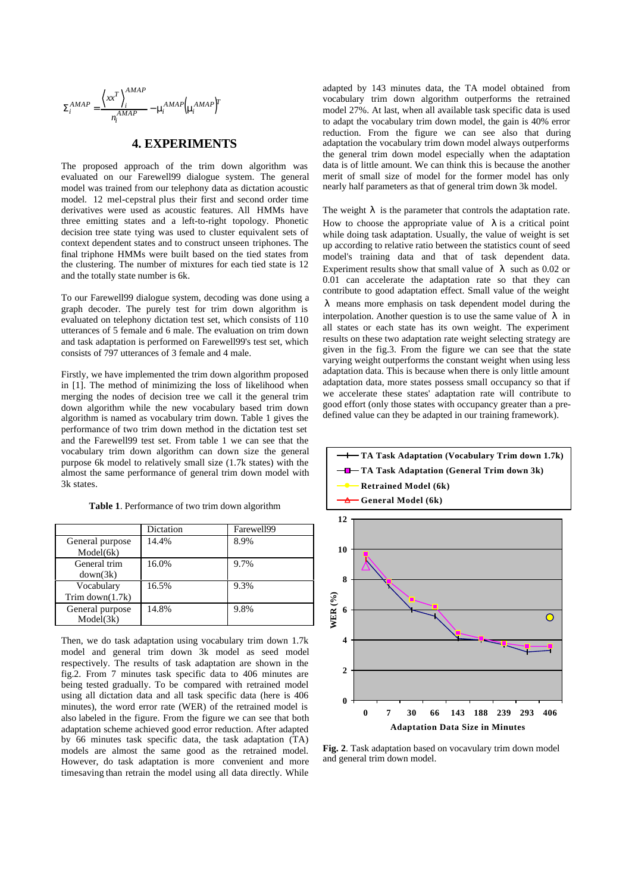$$\Sigma_i^{AMAP} = \frac{\left\langle xx^T \right\rangle_i^{AMAP}}{n_i^{AMAP}} - \mu_i^{AMAP} \left( \mu_i^{AMAP} \right)^T$$

## 4. EXPERIMENTS

The proposed approach of the trim down algorithm was evaluated on our Farewell99 dialogue system. The general model was trained from our telephony data as dictation acoustic model. 12 mel-cepstral plus their first and second order time derivatives were used as acoustic features. All HMMs have three emitting states and a left-to-right topology. Phonetic decision tree state tying was used to cluster equivalent sets of context dependent states and to construct unseen triphones. The final triphone HMMs were built based on the tied states from the clustering. The number of mixtures for each tied state is 12 and the totally state number is 6k.

To our Farewell99 dialogue system, decoding was done using a graph decoder. The purely test for trim down algorithm is evaluated on telephony dictation test set, which consists of 110 utterances of 5 female and 6 male. The evaluation on trim down and task adaptation is performed on Farewell99's test set, which consists of 797 utterances of 3 female and 4 male.

Firstly, we have implemented the trim down algorithm proposed in [1]. The method of minimizing the loss of likelihood when merging the nodes of decision tree we call it the general trim down algorithm while the new vocabulary based trim down algorithm is named as vocabulary trim down. Table 1 gives the performance of two trim down method in the dictation test set and the Farewell99 test set. From table 1 we can see that the vocabulary trim down algorithm can down size the general purpose 6k model to relatively small size (1.7k states) with the almost the same performance of general trim down model with 3k states.

**Table 1**. Performance of two trim down algorithm

| | Dictation | Farewell99 |
|---|---|---|
| General purpose Model(6k) | 14.4% | 8.9% |
| General trim down(3k) | 16.0% | 9.7% |
| Vocabulary Trim down(1.7k) | 16.5% | 9.3% |
| General purpose Model(3k) | 14.8% | 9.8% |

Then, we do task adaptation using vocabulary trim down 1.7k model and general trim down 3k model as seed model respectively. The results of task adaptation are shown in the fig.2. From 7 minutes task specific data to 406 minutes are being tested gradually. To be compared with retrained model using all dictation data and all task specific data (here is 406 minutes), the word error rate (WER) of the retrained model is also labeled in the figure. From the figure we can see that both adaptation scheme achieved good error reduction. After adapted by 66 minutes task specific data, the task adaptation (TA) models are almost the same good as the retrained model. However, do task adaptation is more convenient and more timesaving than retrain the model using all data directly. While adapted by 143 minutes data, the TA model obtained from vocabulary trim down algorithm outperforms the retrained model 27%. At last, when all available task specific data is used to adapt the vocabulary trim down model, the gain is 40% error reduction. From the figure we can see also that during adaptation the vocabulary trim down model always outperforms the general trim down model especially when the adaptation data is of little amount. We can think this is because the another merit of small size of model for the former model has only nearly half parameters as that of general trim down 3k model.

**Fig. 2**. Task adaptation based on vocavulary trim down model and general trim down model.

The weight $\lambda$ is the parameter that controls the adaptation rate. How to choose the appropriate value of $\lambda$ is a critical point while doing task adaptation. Usually, the value of weight is set up according to relative ratio between the statistics count of seed model's training data and that of task dependent data. Experiment results show that small value of $\lambda$ such as 0.02 or 0.01 can accelerate the adaptation rate so that they can contribute to good adaptation effect. Small value of the weight $\lambda$ means more emphasis on task dependent model during the interpolation. Another question is to use the same value of $\lambda$ in all states or each state has its own weight. The experiment results on these two adaptation rate weight selecting strategy are given in the fig.3. From the figure we can see that the state varying weight outperforms the constant weight when using less adaptation data. This is because when there is only little amount adaptation data, more states possess small occupancy so that if we accelerate these states' adaptation rate will contribute to good effort (only those states with occupancy greater than a pre-defined value can they be adapted in our training framework).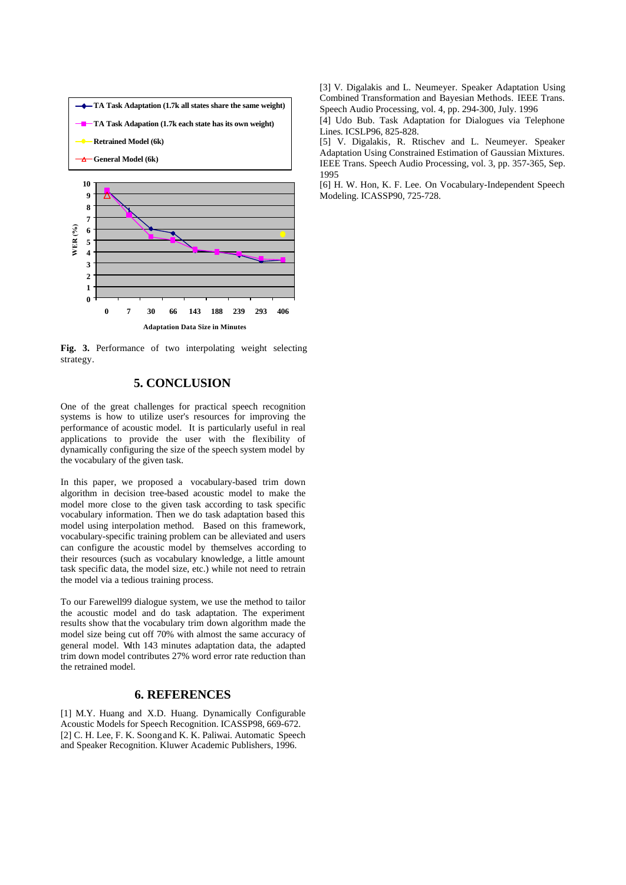TA Task Adaptation (1.7k all states share the same weight)

TA Task Adapation (1.7k each state has its own weight)

Retrained Model (6k)

General Model (6k)

10
9
8
7
6
5
4
3
2
1
0

WER (%)

0 7 30 66 143 188 239 293 406

Adaptation Data Size in Minutes

**Fig. 3.** Performance of two interpolating weight selecting strategy.

## 5. CONCLUSION

One of the great challenges for practical speech recognition systems is how to utilize user's resources for improving the performance of acoustic model. It is particularly useful in real applications to provide the user with the flexibility of dynamically configuring the size of the speech system model by the vocabulary of the given task.

In this paper, we proposed a vocabulary-based trim down algorithm in decision tree-based acoustic model to make the model more close to the given task according to task specific vocabulary information. Then we do task adaptation based this model using interpolation method. Based on this framework, vocabulary-specific training problem can be alleviated and users can configure the acoustic model by themselves according to their resources (such as vocabulary knowledge, a little amount task specific data, the model size, etc.) while not need to retrain the model via a tedious training process.

To our Farewell99 dialogue system, we use the method to tailor the acoustic model and do task adaptation. The experiment results show that the vocabulary trim down algorithm made the model size being cut off 70% with almost the same accuracy of general model. With 143 minutes adaptation data, the adapted trim down model contributes 27% word error rate reduction than the retrained model.

## 6. REFERENCES

[1] M.Y. Huang and X.D. Huang. Dynamically Configurable Acoustic Models for Speech Recognition. ICASSP98, 669-672.

[2] C. H. Lee, F. K. Soong and K. K. Paliwai. Automatic Speech and Speaker Recognition. Kluwer Academic Publishers, 1996.

[3] V. Digalakis and L. Neumeyer. Speaker Adaptation Using Combined Transformation and Bayesian Methods. IEEE Trans. Speech Audio Processing, vol. 4, pp. 294-300, July. 1996

[4] Udo Bub. Task Adaptation for Dialogues via Telephone Lines. ICSLP96, 825-828.

[5] V. Digalakis, R. Rtischev and L. Neumeyer. Speaker Adaptation Using Constrained Estimation of Gaussian Mixtures. IEEE Trans. Speech Audio Processing, vol. 3, pp. 357-365, Sep. 1995

[6] H. W. Hon, K. F. Lee. On Vocabulary-Independent Speech Modeling. ICASSP90, 725-728.